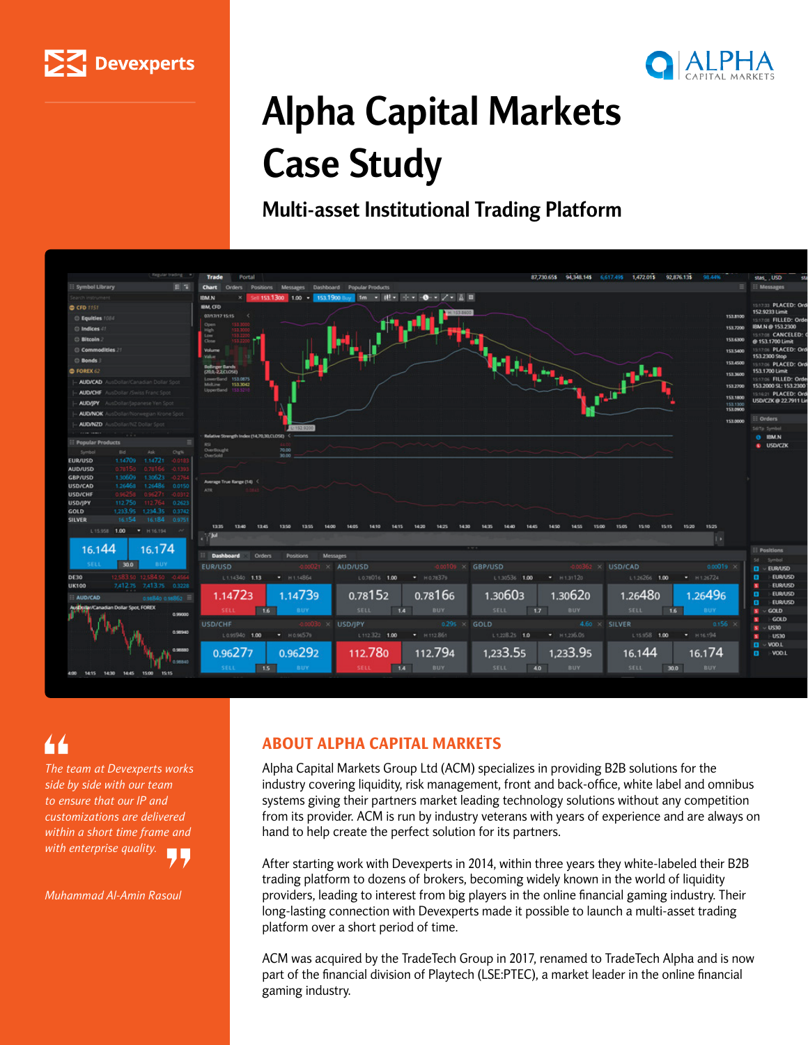Devexperts

ALPHA CAPITAL MARKETS

# Alpha Capital Markets Case Study

## Multi-asset Institutional Trading Platform

> *The team at Devexperts works side by side with our team to ensure that our IP and customizations are delivered within a short time frame and with enterprise quality.*
>
> *Muhammad Al-Amin Rasoul*

## ABOUT ALPHA CAPITAL MARKETS

Alpha Capital Markets Group Ltd (ACM) specializes in providing B2B solutions for the industry covering liquidity, risk management, front and back-office, white label and omnibus systems giving their partners market leading technology solutions without any competition from its provider. ACM is run by industry veterans with years of experience and are always on hand to help create the perfect solution for its partners.

After starting work with Devexperts in 2014, within three years they white-labeled their B2B trading platform to dozens of brokers, becoming widely known in the world of liquidity providers, leading to interest from big players in the online financial gaming industry. Their long-lasting connection with Devexperts made it possible to launch a multi-asset trading platform over a short period of time.

ACM was acquired by the TradeTech Group in 2017, renamed to TradeTech Alpha and is now part of the financial division of Playtech (LSE:PTEC), a market leader in the online financial gaming industry.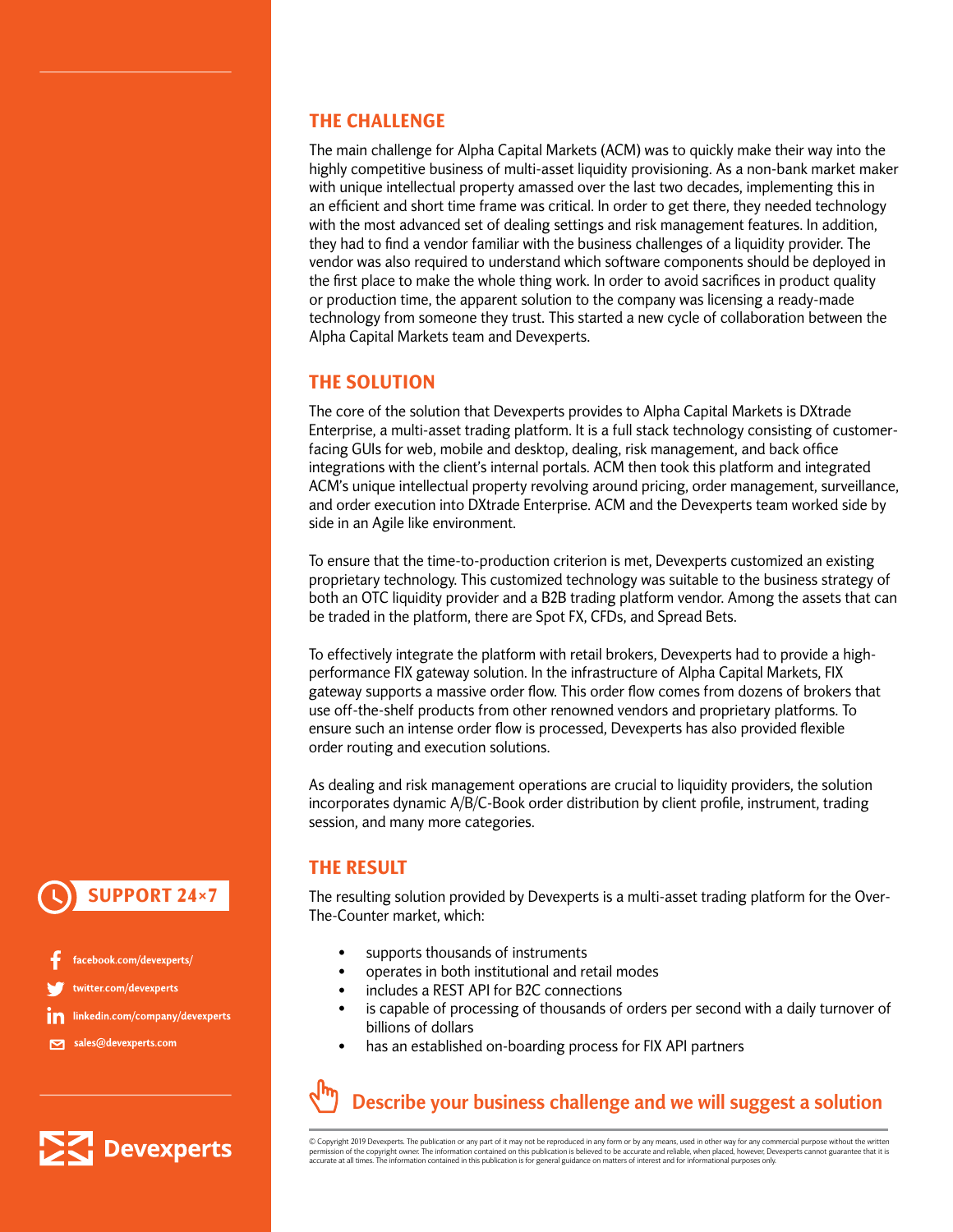## THE CHALLENGE

The main challenge for Alpha Capital Markets (ACM) was to quickly make their way into the highly competitive business of multi-asset liquidity provisioning. As a non-bank market maker with unique intellectual property amassed over the last two decades, implementing this in an efficient and short time frame was critical. In order to get there, they needed technology with the most advanced set of dealing settings and risk management features. In addition, they had to find a vendor familiar with the business challenges of a liquidity provider. The vendor was also required to understand which software components should be deployed in the first place to make the whole thing work. In order to avoid sacrifices in product quality or production time, the apparent solution to the company was licensing a ready-made technology from someone they trust. This started a new cycle of collaboration between the Alpha Capital Markets team and Devexperts.

## THE SOLUTION

The core of the solution that Devexperts provides to Alpha Capital Markets is DXtrade Enterprise, a multi-asset trading platform. It is a full stack technology consisting of customer-facing GUIs for web, mobile and desktop, dealing, risk management, and back office integrations with the client's internal portals. ACM then took this platform and integrated ACM's unique intellectual property revolving around pricing, order management, surveillance, and order execution into DXtrade Enterprise. ACM and the Devexperts team worked side by side in an Agile like environment.

To ensure that the time-to-production criterion is met, Devexperts customized an existing proprietary technology. This customized technology was suitable to the business strategy of both an OTC liquidity provider and a B2B trading platform vendor. Among the assets that can be traded in the platform, there are Spot FX, CFDs, and Spread Bets.

To effectively integrate the platform with retail brokers, Devexperts had to provide a high-performance FIX gateway solution. In the infrastructure of Alpha Capital Markets, FIX gateway supports a massive order flow. This order flow comes from dozens of brokers that use off-the-shelf products from other renowned vendors and proprietary platforms. To ensure such an intense order flow is processed, Devexperts has also provided flexible order routing and execution solutions.

As dealing and risk management operations are crucial to liquidity providers, the solution incorporates dynamic A/B/C-Book order distribution by client profile, instrument, trading session, and many more categories.

## THE RESULT

The resulting solution provided by Devexperts is a multi-asset trading platform for the Over-The-Counter market, which:

- supports thousands of instruments
- operates in both institutional and retail modes
- includes a REST API for B2C connections
- is capable of processing of thousands of orders per second with a daily turnover of billions of dollars
- has an established on-boarding process for FIX API partners

**Describe your business challenge and we will suggest a solution**

SUPPORT 24×7

facebook.com/devexperts/

twitter.com/devexperts

linkedin.com/company/devexperts

sales@devexperts.com

Devexperts

© Copyright 2019 Devexperts. The publication or any part of it may not be reproduced in any form or by any means, used in other way for any commercial purpose without the written permission of the copyright owner. The information contained on this publication is believed to be accurate and reliable, when placed, however, Devexperts cannot guarantee that it is accurate at all times. The information contained in this publication is for general guidance on matters of interest and for informational purposes only.